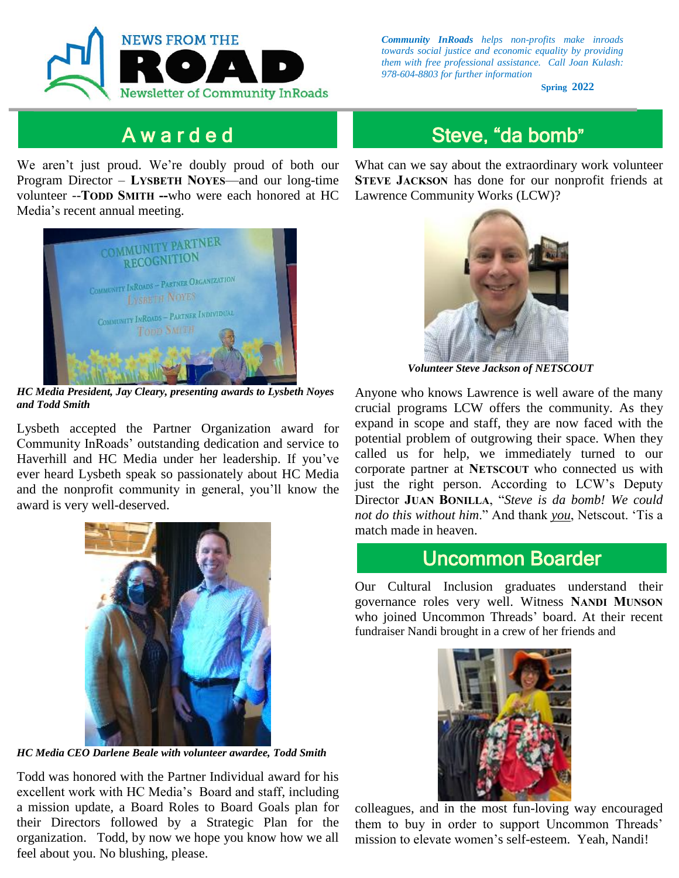# NEWS FROM THE ROAD

Newsletter of Community InRoads

*Community InRoads helps non-profits make inroads towards social justice and economic equality by providing them with free professional assistance. Call Joan Kulash: 978-604-8803 for further information*

**Spring 2022**

## Awarded

We aren't just proud. We're doubly proud of both our Program Director – **LYSBETH NOYES**—and our long-time volunteer --**TODD SMITH --**who were each honored at HC Media's recent annual meeting.

***HC Media President, Jay Cleary, presenting awards to Lysbeth Noyes and Todd Smith***

Lysbeth accepted the Partner Organization award for Community InRoads' outstanding dedication and service to Haverhill and HC Media under her leadership. If you've ever heard Lysbeth speak so passionately about HC Media and the nonprofit community in general, you'll know the award is very well-deserved.

***HC Media CEO Darlene Beale with volunteer awardee, Todd Smith***

Todd was honored with the Partner Individual award for his excellent work with HC Media's Board and staff, including a mission update, a Board Roles to Board Goals plan for their Directors followed by a Strategic Plan for the organization. Todd, by now we hope you know how we all feel about you. No blushing, please.

## Steve, "da bomb"

What can we say about the extraordinary work volunteer **STEVE JACKSON** has done for our nonprofit friends at Lawrence Community Works (LCW)?

***Volunteer Steve Jackson of NETSCOUT***

Anyone who knows Lawrence is well aware of the many crucial programs LCW offers the community. As they expand in scope and staff, they are now faced with the potential problem of outgrowing their space. When they called us for help, we immediately turned to our corporate partner at **NETSCOUT** who connected us with just the right person. According to LCW's Deputy Director **JUAN BONILLA**, "*Steve is da bomb! We could not do this without him*." And thank *you*, Netscout. 'Tis a match made in heaven.

## Uncommon Boarder

Our Cultural Inclusion graduates understand their governance roles very well. Witness **NANDI MUNSON** who joined Uncommon Threads' board. At their recent fundraiser Nandi brought in a crew of her friends and colleagues, and in the most fun-loving way encouraged them to buy in order to support Uncommon Threads' mission to elevate women's self-esteem. Yeah, Nandi!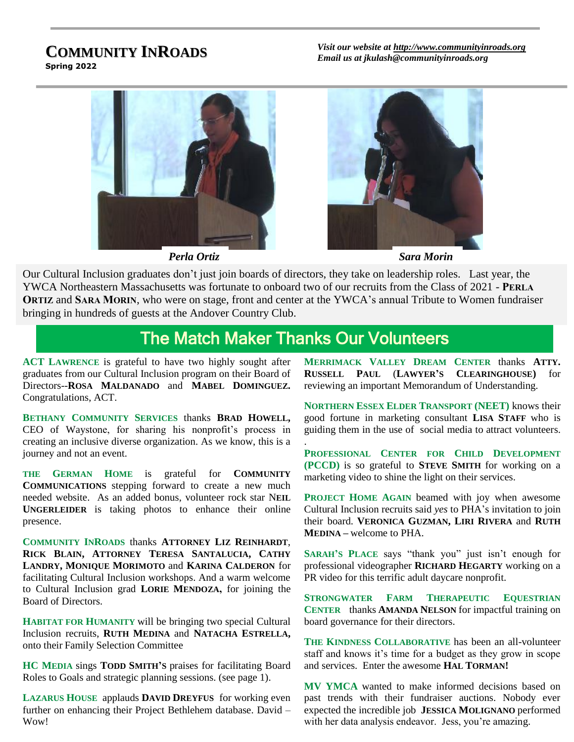# COMMUNITY INROADS

**Spring 2022**

*Visit our website at http://www.communityinroads.org*
*Email us at jkulash@communityinroads.org*

***Perla Ortiz***

***Sara Morin***

Our Cultural Inclusion graduates don't just join boards of directors, they take on leadership roles. Last year, the YWCA Northeastern Massachusetts was fortunate to onboard two of our recruits from the Class of 2021 - **PERLA ORTIZ** and **SARA MORIN**, who were on stage, front and center at the YWCA's annual Tribute to Women fundraiser bringing in hundreds of guests at the Andover Country Club.

## The Match Maker Thanks Our Volunteers

**ACT LAWRENCE** is grateful to have two highly sought after graduates from our Cultural Inclusion program on their Board of Directors--**ROSA MALDANADO** and **MABEL DOMINGUEZ.** Congratulations, ACT.

**BETHANY COMMUNITY SERVICES** thanks **BRAD HOWELL,** CEO of Waystone, for sharing his nonprofit's process in creating an inclusive diverse organization. As we know, this is a journey and not an event.

**THE GERMAN HOME** is grateful for **COMMUNITY COMMUNICATIONS** stepping forward to create a new much needed website. As an added bonus, volunteer rock star **NEIL UNGERLEIDER** is taking photos to enhance their online presence.

**COMMUNITY INROADS** thanks **ATTORNEY LIZ REINHARDT**, **RICK BLAIN, ATTORNEY TERESA SANTALUCIA, CATHY LANDRY, MONIQUE MORIMOTO** and **KARINA CALDERON** for facilitating Cultural Inclusion workshops. And a warm welcome to Cultural Inclusion grad **LORIE MENDOZA,** for joining the Board of Directors.

**HABITAT FOR HUMANITY** will be bringing two special Cultural Inclusion recruits, **RUTH MEDINA** and **NATACHA ESTRELLA,** onto their Family Selection Committee

**HC MEDIA** sings **TODD SMITH'S** praises for facilitating Board Roles to Goals and strategic planning sessions. (see page 1).

**LAZARUS HOUSE** applauds **DAVID DREYFUS** for working even further on enhancing their Project Bethlehem database. David – Wow!

**MERRIMACK VALLEY DREAM CENTER** thanks **ATTY. RUSSELL PAUL** (**LAWYER'S CLEARINGHOUSE)** for reviewing an important Memorandum of Understanding.

**NORTHERN ESSEX ELDER TRANSPORT (NEET)** knows their good fortune in marketing consultant **LISA STAFF** who is guiding them in the use of social media to attract volunteers.

**PROFESSIONAL CENTER FOR CHILD DEVELOPMENT (PCCD)** is so grateful to **STEVE SMITH** for working on a marketing video to shine the light on their services.

**PROJECT HOME AGAIN** beamed with joy when awesome Cultural Inclusion recruits said *yes* to PHA's invitation to join their board. **VERONICA GUZMAN, LIRI RIVERA** and **RUTH MEDINA –** welcome to PHA.

**SARAH'S PLACE** says "thank you" just isn't enough for professional videographer **RICHARD HEGARTY** working on a PR video for this terrific adult daycare nonprofit.

**STRONGWATER FARM THERAPEUTIC EQUESTRIAN CENTER** thanks **AMANDA NELSON** for impactful training on board governance for their directors.

**THE KINDNESS COLLABORATIVE** has been an all-volunteer staff and knows it's time for a budget as they grow in scope and services. Enter the awesome **HAL TORMAN!**

**MV YMCA** wanted to make informed decisions based on past trends with their fundraiser auctions. Nobody ever expected the incredible job **JESSICA MOLIGNANO** performed with her data analysis endeavor. Jess, you're amazing.